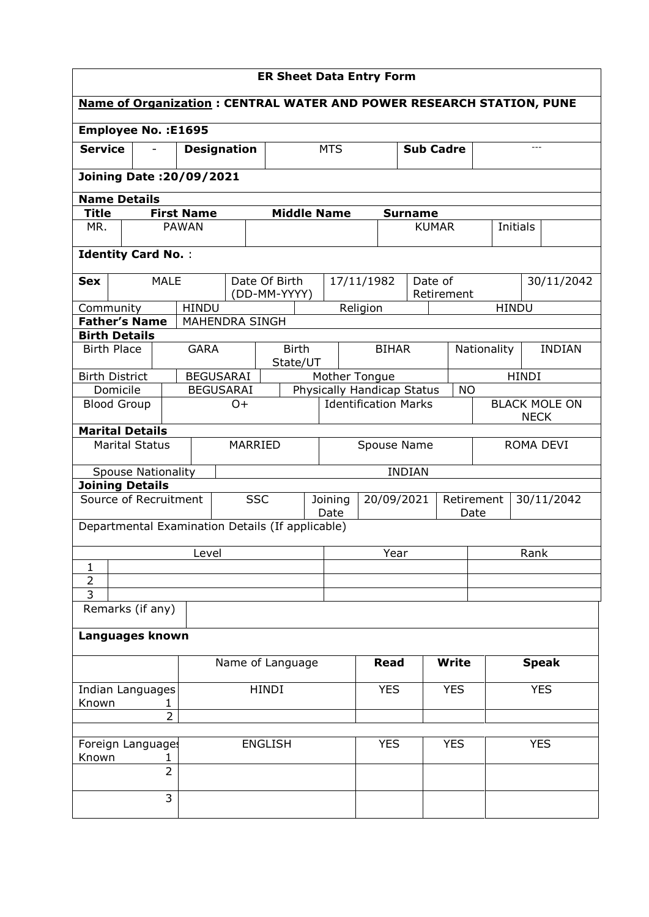# ER Sheet Data Entry Form

**Name of Organization : CENTRAL WATER AND POWER RESEARCH STATION, PUNE**

**Employee No. :E1695**

| **Service** | - | **Designation** | MTS | **Sub Cadre** | --- |
|---|---|---|---|---|---|

**Joining Date :20/09/2021**

**Name Details**

| **Title** | **First Name** | **Middle Name** | **Surname** | | |
|---|---|---|---|---|---|
| MR. | PAWAN | | KUMAR | Initials | |

**Identity Card No.** :

| **Sex** | MALE | Date Of Birth (DD-MM-YYYY) | 17/11/1982 | Date of Retirement | 30/11/2042 |
|---|---|---|---|---|---|
| Community | HINDU | | Religion | HINDU | |
| **Father's Name** | MAHENDRA SINGH | | | | |

**Birth Details**

| Birth Place | GARA | Birth State/UT | BIHAR | Nationality | INDIAN |
|---|---|---|---|---|---|
| Birth District | BEGUSARAI | Mother Tongue | | HINDI | |
| Domicile | BEGUSARAI | Physically Handicap Status | NO | | |
| Blood Group | O+ | Identification Marks | | BLACK MOLE ON NECK | |

**Marital Details**

| Marital Status | MARRIED | Spouse Name | ROMA DEVI |
|---|---|---|---|
| Spouse Nationality | INDIAN | | |

**Joining Details**

| Source of Recruitment | SSC | Joining Date | 20/09/2021 | Retirement Date | 30/11/2042 |
|---|---|---|---|---|---|

Departmental Examination Details (If applicable)

| | Level | Year | Rank |
|---|---|---|---|
| 1 | | | |
| 2 | | | |
| 3 | | | |

| Remarks (if any) | |
|---|---|

**Languages known**

| | Name of Language | **Read** | **Write** | **Speak** |
|---|---|---|---|---|
| Indian Languages Known 1 | HINDI | YES | YES | YES |
| 2 | | | | |
| | | | | |
| Foreign Languages Known 1 | ENGLISH | YES | YES | YES |
| 2 | | | | |
| 3 | | | | |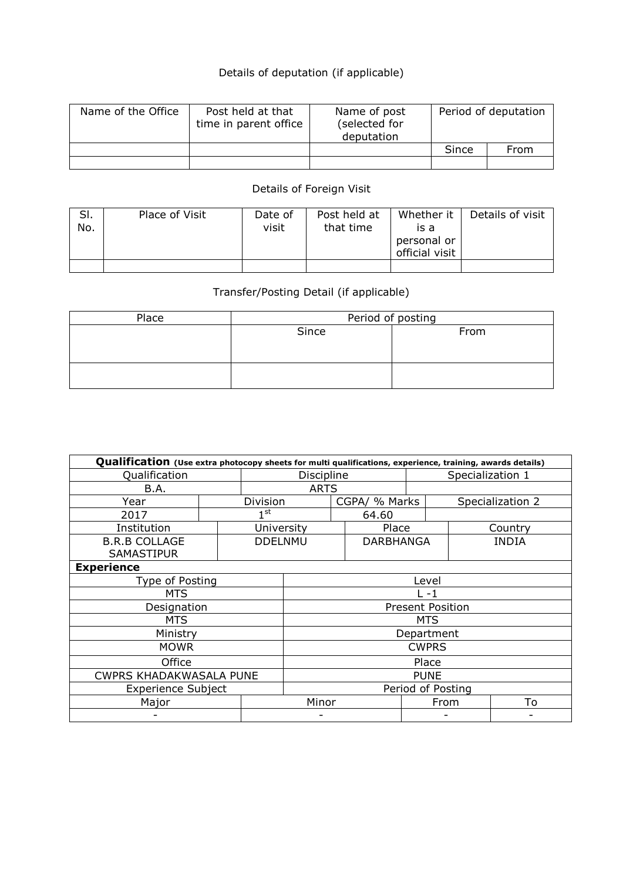Details of deputation (if applicable)

| Name of the Office | Post held at that time in parent office | Name of post (selected for deputation | Period of deputation | |
|---|---|---|---|---|
| | | | Since | From |
| | | | | |

Details of Foreign Visit

| Sl. No. | Place of Visit | Date of visit | Post held at that time | Whether it is a personal or official visit | Details of visit |
|---|---|---|---|---|---|
| | | | | | |

Transfer/Posting Detail (if applicable)

| Place | Period of posting | |
|---|---|---|
| | Since | From |
| | | |

| **Qualification** (Use extra photocopy sheets for multi qualifications, experience, training, awards details) | | | |
|---|---|---|---|
| Qualification | Discipline | Specialization 1 | |
| B.A. | ARTS | | |
| Year | Division | CGPA/ % Marks | Specialization 2 |
| 2017 | 1st | 64.60 | |
| Institution | University | Place | Country |
| B.R.B COLLAGE SAMASTIPUR | DDELNMU | DARBHANGA | INDIA |
| **Experience** | | | |
| Type of Posting | | Level | |
| MTS | | L -1 | |
| Designation | | Present Position | |
| MTS | | MTS | |
| Ministry | | Department | |
| MOWR | | CWPRS | |
| Office | | Place | |
| CWPRS KHADAKWASALA PUNE | | PUNE | |
| Experience Subject | | Period of Posting | |
| Major | Minor | From | To |
| - | - | - | - |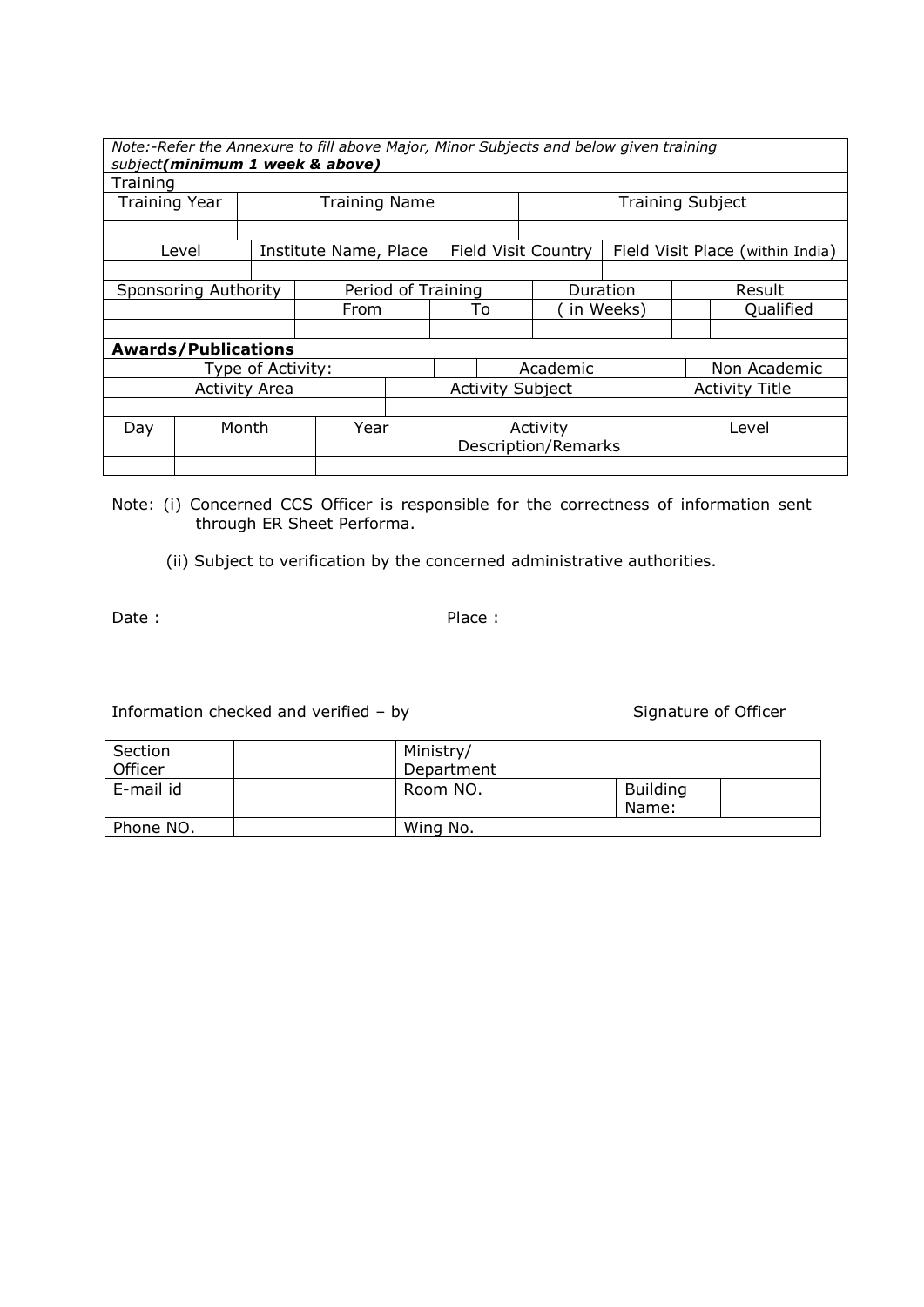*Note:-Refer the Annexure to fill above Major, Minor Subjects and below given training subject**(minimum 1 week & above)***

Training

| Training Year | Training Name | Training Subject |
|---|---|---|
| | | |

| Level | Institute Name, Place | Field Visit Country | Field Visit Place (within India) |
|---|---|---|---|
| | | | |

| Sponsoring Authority | Period of Training | | Duration | Result | |
|---|---|---|---|---|---|
| | From | To | ( in Weeks) | | Qualified |
| | | | | | |

**Awards/Publications**

| Type of Activity: | | Academic | | Non Academic |
|---|---|---|---|---|
| Activity Area | | Activity Subject | | Activity Title |
| | | | | |

| Day | Month | Year | Activity Description/Remarks | Level |
|---|---|---|---|---|
| | | | | |

Note: (i) Concerned CCS Officer is responsible for the correctness of information sent through ER Sheet Performa.

(ii) Subject to verification by the concerned administrative authorities.

Date : Place :

Information checked and verified – by Signature of Officer

| Section Officer | | Ministry/ Department | | | |
|---|---|---|---|---|---|
| E-mail id | | Room NO. | | Building Name: | |
| Phone NO. | | Wing No. | | | |